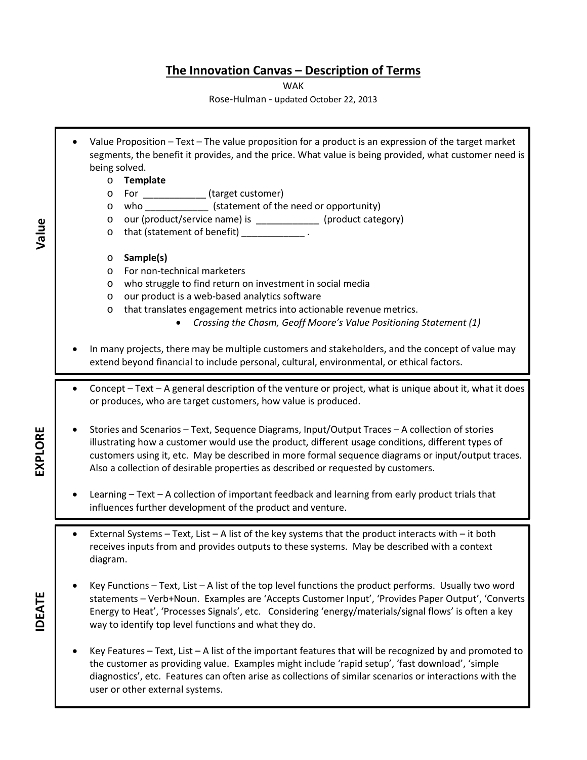# The Innovation Canvas – Description of Terms

WAK

Rose-Hulman - updated October 22, 2013

## Value

- Value Proposition – Text – The value proposition for a product is an expression of the target market segments, the benefit it provides, and the price. What value is being provided, what customer need is being solved.
  - **Template**
  - For ____________ (target customer)
  - who ____________ (statement of the need or opportunity)
  - our (product/service name) is ____________ (product category)
  - that (statement of benefit) ____________ .
  - **Sample(s)**
  - For non-technical marketers
  - who struggle to find return on investment in social media
  - our product is a web-based analytics software
  - that translates engagement metrics into actionable revenue metrics.
    - *Crossing the Chasm, Geoff Moore's Value Positioning Statement (1)*
- In many projects, there may be multiple customers and stakeholders, and the concept of value may extend beyond financial to include personal, cultural, environmental, or ethical factors.

## EXPLORE

- Concept – Text – A general description of the venture or project, what is unique about it, what it does or produces, who are target customers, how value is produced.
- Stories and Scenarios – Text, Sequence Diagrams, Input/Output Traces – A collection of stories illustrating how a customer would use the product, different usage conditions, different types of customers using it, etc. May be described in more formal sequence diagrams or input/output traces. Also a collection of desirable properties as described or requested by customers.
- Learning – Text – A collection of important feedback and learning from early product trials that influences further development of the product and venture.

## IDEATE

- External Systems – Text, List – A list of the key systems that the product interacts with – it both receives inputs from and provides outputs to these systems. May be described with a context diagram.
- Key Functions – Text, List – A list of the top level functions the product performs. Usually two word statements – Verb+Noun. Examples are 'Accepts Customer Input', 'Provides Paper Output', 'Converts Energy to Heat', 'Processes Signals', etc. Considering 'energy/materials/signal flows' is often a key way to identify top level functions and what they do.
- Key Features – Text, List – A list of the important features that will be recognized by and promoted to the customer as providing value. Examples might include 'rapid setup', 'fast download', 'simple diagnostics', etc. Features can often arise as collections of similar scenarios or interactions with the user or other external systems.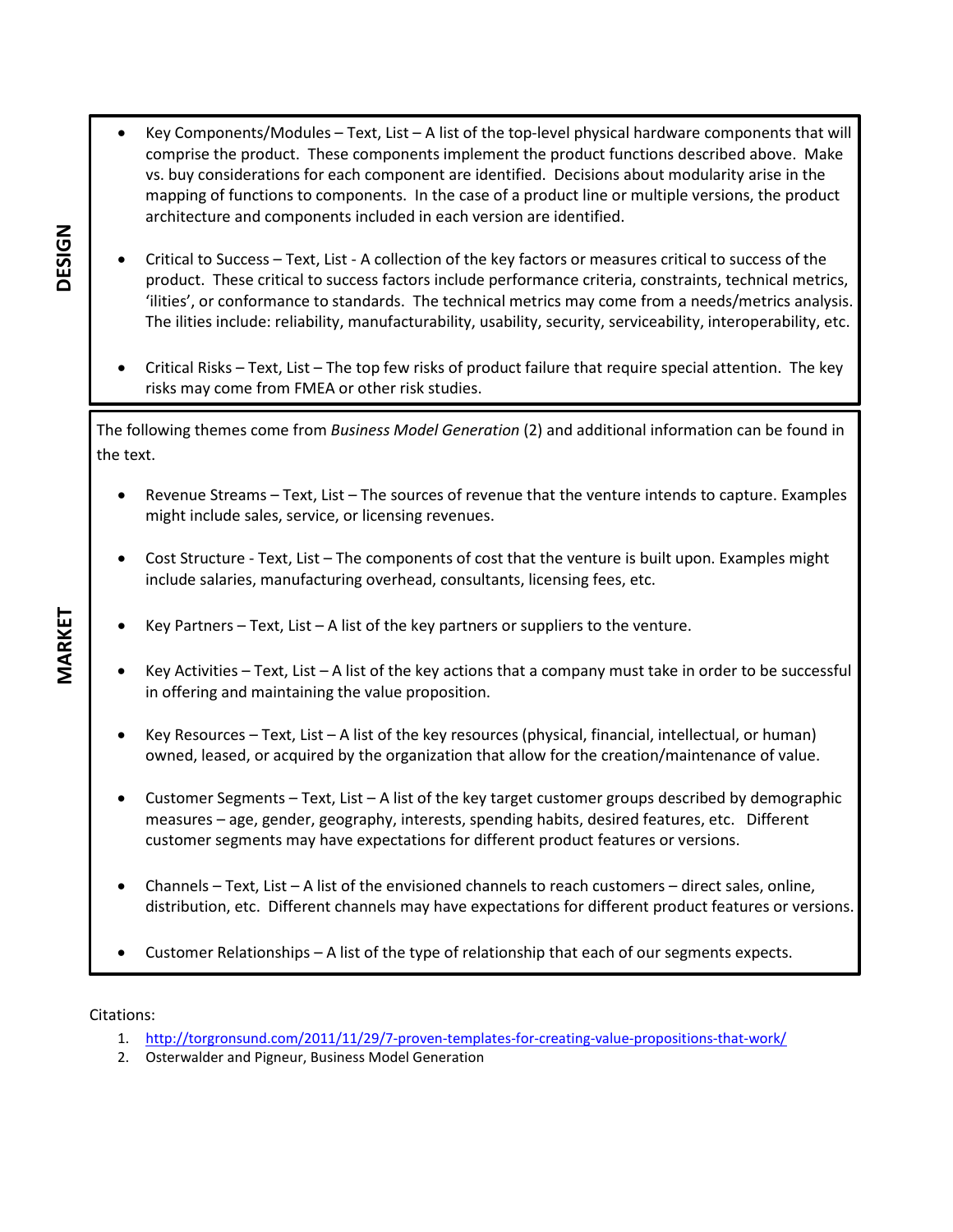**DESIGN**

- Key Components/Modules – Text, List – A list of the top-level physical hardware components that will comprise the product. These components implement the product functions described above. Make vs. buy considerations for each component are identified. Decisions about modularity arise in the mapping of functions to components. In the case of a product line or multiple versions, the product architecture and components included in each version are identified.

- Critical to Success – Text, List - A collection of the key factors or measures critical to success of the product. These critical to success factors include performance criteria, constraints, technical metrics, 'ilities', or conformance to standards. The technical metrics may come from a needs/metrics analysis. The ilities include: reliability, manufacturability, usability, security, serviceability, interoperability, etc.

- Critical Risks – Text, List – The top few risks of product failure that require special attention. The key risks may come from FMEA or other risk studies.

**MARKET**

The following themes come from *Business Model Generation* (2) and additional information can be found in the text.

- Revenue Streams – Text, List – The sources of revenue that the venture intends to capture. Examples might include sales, service, or licensing revenues.

- Cost Structure - Text, List – The components of cost that the venture is built upon. Examples might include salaries, manufacturing overhead, consultants, licensing fees, etc.

- Key Partners – Text, List – A list of the key partners or suppliers to the venture.

- Key Activities – Text, List – A list of the key actions that a company must take in order to be successful in offering and maintaining the value proposition.

- Key Resources – Text, List – A list of the key resources (physical, financial, intellectual, or human) owned, leased, or acquired by the organization that allow for the creation/maintenance of value.

- Customer Segments – Text, List – A list of the key target customer groups described by demographic measures – age, gender, geography, interests, spending habits, desired features, etc. Different customer segments may have expectations for different product features or versions.

- Channels – Text, List – A list of the envisioned channels to reach customers – direct sales, online, distribution, etc. Different channels may have expectations for different product features or versions.

- Customer Relationships – A list of the type of relationship that each of our segments expects.

Citations:

1. http://torgronsund.com/2011/11/29/7-proven-templates-for-creating-value-propositions-that-work/
2. Osterwalder and Pigneur, Business Model Generation